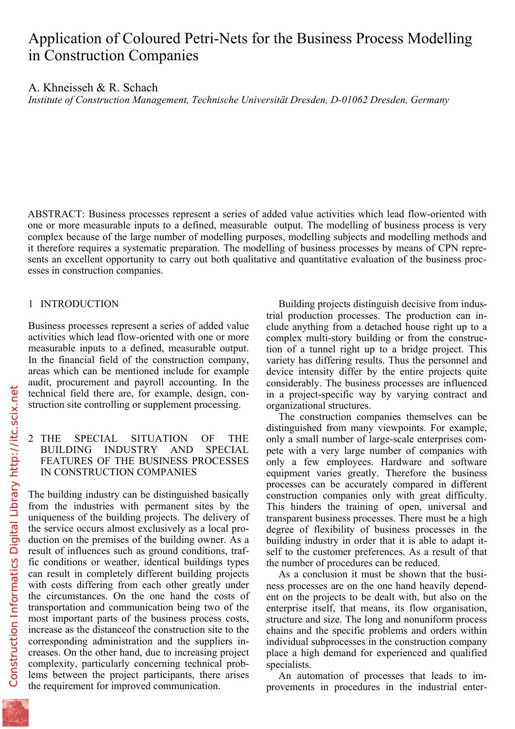# Application of Coloured Petri-Nets for the Business Process Modelling in Construction Companies

A. Khneisseh & R. Schach

*Institute of Construction Management, Technische Universität Dresden, D-01062 Dresden, Germany*

ABSTRACT: Business processes represent a series of added value activities which lead flow-oriented with one or more measurable inputs to a defined, measurable output. The modelling of business process is very complex because of the large number of modelling purposes, modelling subjects and modelling methods and it therefore requires a systematic preparation. The modelling of business processes by means of CPN represents an excellent opportunity to carry out both qualitative and quantitative evaluation of the business processes in construction companies.

## 1 INTRODUCTION

Business processes represent a series of added value activities which lead flow-oriented with one or more measurable inputs to a defined, measurable output. In the financial field of the construction company, areas which can be mentioned include for example audit, procurement and payroll accounting. In the technical field there are, for example, design, construction site controlling or supplement processing.

## 2 THE SPECIAL SITUATION OF THE BUILDING INDUSTRY AND SPECIAL FEATURES OF THE BUSINESS PROCESSES IN CONSTRUCTION COMPANIES

The building industry can be distinguished basically from the industries with permanent sites by the uniqueness of the building projects. The delivery of the service occurs almost exclusively as a local production on the premises of the building owner. As a result of influences such as ground conditions, traffic conditions or weather, identical buildings types can result in completely different building projects with costs differing from each other greatly under the circumstances. On the one hand the costs of transportation and communication being two of the most important parts of the business process costs, increase as the distanceof the construction site to the corresponding administration and the suppliers increases. On the other hand, due to increasing project complexity, particularly concerning technical problems between the project participants, there arises the requirement for improved communication.

Building projects distinguish decisive from industrial production processes. The production can include anything from a detached house right up to a complex multi-story building or from the construction of a tunnel right up to a bridge project. This variety has differing results. Thus the personnel and device intensity differ by the entire projects quite considerably. The business processes are influenced in a project-specific way by varying contract and organizational structures.

The construction companies themselves can be distinguished from many viewpoints. For example, only a small number of large-scale enterprises compete with a very large number of companies with only a few employees. Hardware and software equipment varies greatly. Therefore the business processes can be accurately compared in different construction companies only with great difficulty. This hinders the training of open, universal and transparent business processes. There must be a high degree of flexibility of business processes in the building industry in order that it is able to adapt itself to the customer preferences. As a result of that the number of procedures can be reduced.

As a conclusion it must be shown that the business processes are on the one hand heavily dependent on the projects to be dealt with, but also on the enterprise itself, that means, its flow organisation, structure and size. The long and nonuniform process chains and the specific problems and orders within individual subprocesses in the construction company place a high demand for experienced and qualified specialists.

An automation of processes that leads to improvements in procedures in the industrial enter-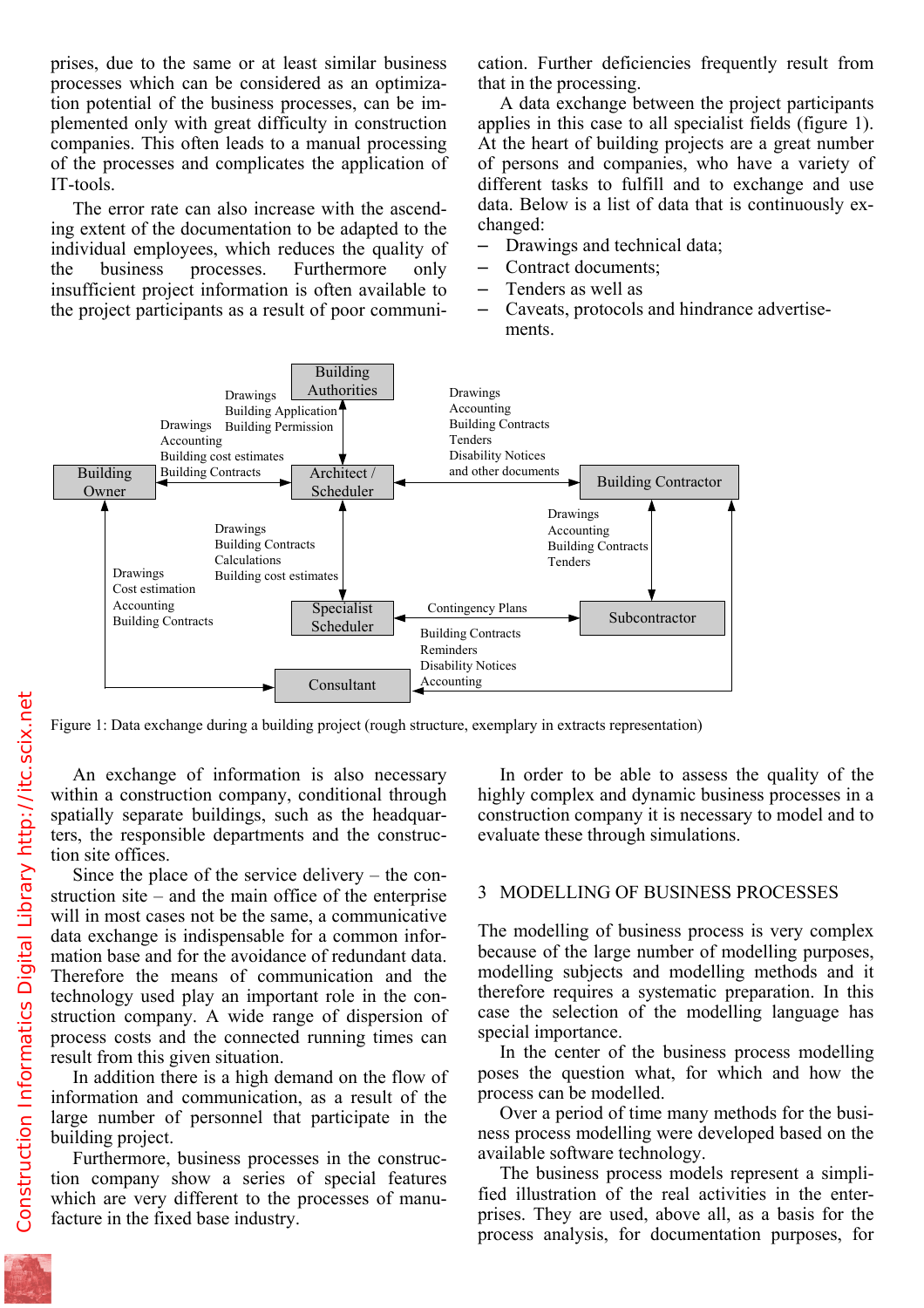prises, due to the same or at least similar business processes which can be considered as an optimization potential of the business processes, can be implemented only with great difficulty in construction companies. This often leads to a manual processing of the processes and complicates the application of IT-tools.

The error rate can also increase with the ascending extent of the documentation to be adapted to the individual employees, which reduces the quality of the business processes. Furthermore only insufficient project information is often available to the project participants as a result of poor communication. Further deficiencies frequently result from that in the processing.

A data exchange between the project participants applies in this case to all specialist fields (figure 1). At the heart of building projects are a great number of persons and companies, who have a variety of different tasks to fulfill and to exchange and use data. Below is a list of data that is continuously exchanged:

- Drawings and technical data;
- Contract documents;
- Tenders as well as
- Caveats, protocols and hindrance advertisements.

Building Authorities
Drawings
Building Application
Building Permission
Building Owner
Drawings
Accounting
Building cost estimates
Building Contracts
Architect / Scheduler
Drawings
Accounting
Building Contracts
Tenders
Disability Notices
and other documents
Building Contractor
Drawings
Building Contracts
Calculations
Building cost estimates
Drawings
Accounting
Building Contracts
Tenders
Drawings
Cost estimation
Accounting
Building Contracts
Specialist Scheduler
Contingency Plans
Subcontractor
Building Contracts
Reminders
Disability Notices
Accounting
Consultant

Figure 1: Data exchange during a building project (rough structure, exemplary in extracts representation)

An exchange of information is also necessary within a construction company, conditional through spatially separate buildings, such as the headquarters, the responsible departments and the construction site offices.

Since the place of the service delivery – the construction site – and the main office of the enterprise will in most cases not be the same, a communicative data exchange is indispensable for a common information base and for the avoidance of redundant data. Therefore the means of communication and the technology used play an important role in the construction company. A wide range of dispersion of process costs and the connected running times can result from this given situation.

In addition there is a high demand on the flow of information and communication, as a result of the large number of personnel that participate in the building project.

Furthermore, business processes in the construction company show a series of special features which are very different to the processes of manufacture in the fixed base industry.

In order to be able to assess the quality of the highly complex and dynamic business processes in a construction company it is necessary to model and to evaluate these through simulations.

## 3 MODELLING OF BUSINESS PROCESSES

The modelling of business process is very complex because of the large number of modelling purposes, modelling subjects and modelling methods and it therefore requires a systematic preparation. In this case the selection of the modelling language has special importance.

In the center of the business process modelling poses the question what, for which and how the process can be modelled.

Over a period of time many methods for the business process modelling were developed based on the available software technology.

The business process models represent a simplified illustration of the real activities in the enterprises. They are used, above all, as a basis for the process analysis, for documentation purposes, for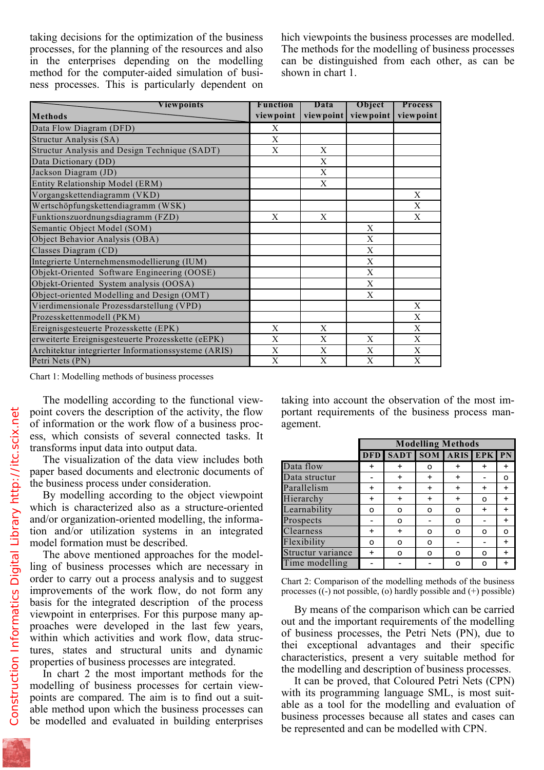taking decisions for the optimization of the business processes, for the planning of the resources and also in the enterprises depending on the modelling method for the computer-aided simulation of business processes. This is particularly dependent on hich viewpoints the business processes are modelled. The methods for the modelling of business processes can be distinguished from each other, as can be shown in chart 1.

| Methods \ Viewpoints | Function viewpoint | Data viewpoint | Object viewpoint | Process viewpoint |
|---|---|---|---|---|
| Data Flow Diagram (DFD) | X | | | |
| Structur Analysis (SA) | X | | | |
| Structur Analysis and Design Technique (SADT) | X | X | | |
| Data Dictionary (DD) | | X | | |
| Jackson Diagram (JD) | | X | | |
| Entity Relationship Model (ERM) | | X | | |
| Vorgangskettendiagramm (VKD) | | | | X |
| Wertschöpfungskettendiagramm (WSK) | | | | X |
| Funktionszuordnungsdiagramm (FZD) | X | X | | X |
| Semantic Object Model (SOM) | | | X | |
| Object Behavior Analysis (OBA) | | | X | |
| Classes Diagram (CD) | | | X | |
| Integrierte Unternehmensmodellierung (IUM) | | | X | |
| Objekt-Oriented Software Engineering (OOSE) | | | X | |
| Objekt-Oriented System analysis (OOSA) | | | X | |
| Object-oriented Modelling and Design (OMT) | | | X | |
| Vierdimensionale Prozessdarstellung (VPD) | | | | X |
| Prozesskettenmodell (PKM) | | | | X |
| Ereignisgesteuerte Prozesskette (EPK) | X | X | | X |
| erweiterte Ereignisgesteuerte Prozesskette (eEPK) | X | X | X | X |
| Architektur integrierter Informationssysteme (ARIS) | X | X | X | X |
| Petri Nets (PN) | X | X | X | X |

Chart 1: Modelling methods of business processes

The modelling according to the functional viewpoint covers the description of the activity, the flow of information or the work flow of a business process, which consists of several connected tasks. It transforms input data into output data.

The visualization of the data view includes both paper based documents and electronic documents of the business process under consideration.

By modelling according to the object viewpoint which is characterized also as a structure-oriented and/or organization-oriented modelling, the information and/or utilization systems in an integrated model formation must be described.

The above mentioned approaches for the modelling of business processes which are necessary in order to carry out a process analysis and to suggest improvements of the work flow, do not form any basis for the integrated description of the process viewpoint in enterprises. For this purpose many approaches were developed in the last few years, within which activities and work flow, data structures, states and structural units and dynamic properties of business processes are integrated.

In chart 2 the most important methods for the modelling of business processes for certain viewpoints are compared. The aim is to find out a suitable method upon which the business processes can be modelled and evaluated in building enterprises taking into account the observation of the most important requirements of the business process management.

| | Modelling Methods | | | | | |
|---|---|---|---|---|---|---|
| | DFD | SADT | SOM | ARIS | EPK | PN |
| Data flow | + | + | o | + | + | + |
| Data structur | - | + | + | + | - | o |
| Parallelism | + | + | + | + | + | + |
| Hierarchy | + | + | + | + | o | + |
| Learnability | o | o | o | o | + | + |
| Prospects | - | o | - | o | - | + |
| Clearness | + | + | o | o | o | o |
| Flexibility | o | o | o | - | - | + |
| Structur variance | + | o | o | o | o | + |
| Time modelling | - | - | - | o | o | + |

Chart 2: Comparison of the modelling methods of the business processes ((-) not possible, (o) hardly possible and (+) possible)

By means of the comparison which can be carried out and the important requirements of the modelling of business processes, the Petri Nets (PN), due to thei exceptional advantages and their specific characteristics, present a very suitable method for the modelling and description of business processes.

It can be proved, that Coloured Petri Nets (CPN) with its programming language SML, is most suitable as a tool for the modelling and evaluation of business processes because all states and cases can be represented and can be modelled with CPN.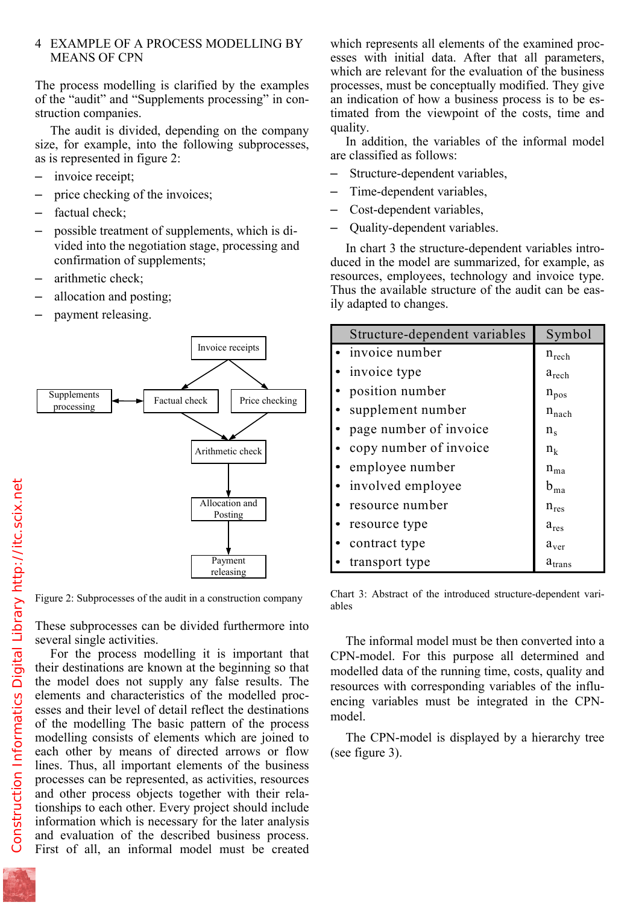## 4 EXAMPLE OF A PROCESS MODELLING BY MEANS OF CPN

The process modelling is clarified by the examples of the “audit” and “Supplements processing” in construction companies.

The audit is divided, depending on the company size, for example, into the following subprocesses, as is represented in figure 2:

- invoice receipt;
- price checking of the invoices;
- factual check;
- possible treatment of supplements, which is divided into the negotiation stage, processing and confirmation of supplements;
- arithmetic check;
- allocation and posting;
- payment releasing.

Invoice receipts

Supplements processing

Factual check

Price checking

Arithmetic check

Allocation and Posting

Payment releasing

Figure 2: Subprocesses of the audit in a construction company

These subprocesses can be divided furthermore into several single activities.

For the process modelling it is important that their destinations are known at the beginning so that the model does not supply any false results. The elements and characteristics of the modelled processes and their level of detail reflect the destinations of the modelling The basic pattern of the process modelling consists of elements which are joined to each other by means of directed arrows or flow lines. Thus, all important elements of the business processes can be represented, as activities, resources and other process objects together with their relationships to each other. Every project should include information which is necessary for the later analysis and evaluation of the described business process. First of all, an informal model must be created which represents all elements of the examined processes with initial data. After that all parameters, which are relevant for the evaluation of the business processes, must be conceptually modified. They give an indication of how a business process is to be estimated from the viewpoint of the costs, time and quality.

In addition, the variables of the informal model are classified as follows:

- Structure-dependent variables,
- Time-dependent variables,
- Cost-dependent variables,
- Quality-dependent variables.

In chart 3 the structure-dependent variables introduced in the model are summarized, for example, as resources, employees, technology and invoice type. Thus the available structure of the audit can be easily adapted to changes.

| Structure-dependent variables | Symbol |
|---|---|
| • invoice number | $n_{rech}$ |
| • invoice type | $a_{rech}$ |
| • position number | $n_{pos}$ |
| • supplement number | $n_{nach}$ |
| • page number of invoice | $n_s$ |
| • copy number of invoice | $n_k$ |
| • employee number | $n_{ma}$ |
| • involved employee | $b_{ma}$ |
| • resource number | $n_{res}$ |
| • resource type | $a_{res}$ |
| • contract type | $a_{ver}$ |
| • transport type | $a_{trans}$ |

Chart 3: Abstract of the introduced structure-dependent variables

The informal model must be then converted into a CPN-model. For this purpose all determined and modelled data of the running time, costs, quality and resources with corresponding variables of the influencing variables must be integrated in the CPN-model.

The CPN-model is displayed by a hierarchy tree (see figure 3).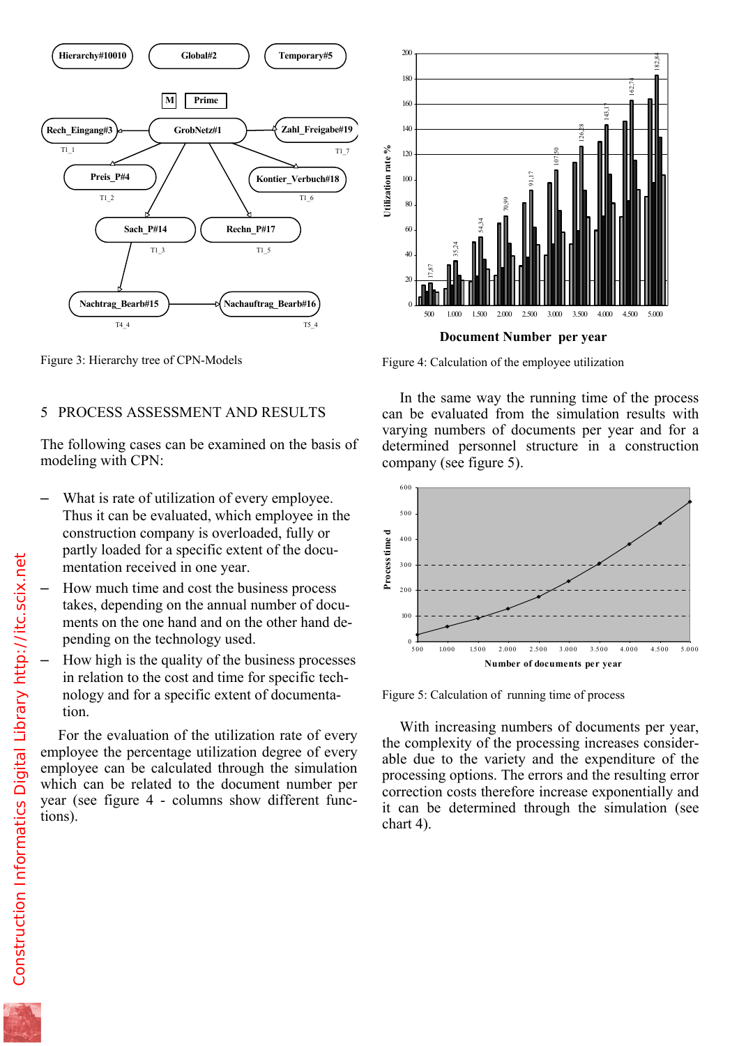Hierarchy#10010

Global#2

Temporary#5

M

Prime

Rech_Eingang#3

GrobNetz#1

Zahl_Freigabe#19

T1_1

T1_7

Preis_P#4

Kontier_Verbuch#18

T1_2

T1_6

Sach_P#14

Rechn_P#17

T1_3

T1_5

Nachtrag_Bearb#15

Nachauftrag_Bearb#16

T4_4

T5_4

Figure 3: Hierarchy tree of CPN-Models

Utilization rate %

200
180
160
140
120
100
80
60
40
20
0

17,87
35,24
54,34
70,99
91,17
107,50
126,28
143,17
162,74
182,84

500
1.000
1.500
2.000
2.500
3.000
3.500
4.000
4.500
5.000

Document Number per year

Figure 4: Calculation of the employee utilization

## 5 PROCESS ASSESSMENT AND RESULTS

The following cases can be examined on the basis of modeling with CPN:

- What is rate of utilization of every employee. Thus it can be evaluated, which employee in the construction company is overloaded, fully or partly loaded for a specific extent of the documentation received in one year.
- How much time and cost the business process takes, depending on the annual number of documents on the one hand and on the other hand depending on the technology used.
- How high is the quality of the business processes in relation to the cost and time for specific technology and for a specific extent of documentation.

For the evaluation of the utilization rate of every employee the percentage utilization degree of every employee can be calculated through the simulation which can be related to the document number per year (see figure 4 - columns show different functions).

In the same way the running time of the process can be evaluated from the simulation results with varying numbers of documents per year and for a determined personnel structure in a construction company (see figure 5).

Process time d

600
500
400
300
200
100
0

500
1.000
1.500
2.000
2.500
3.000
3.500
4.000
4.500
5.000

Number of documents per year

Figure 5: Calculation of running time of process

With increasing numbers of documents per year, the complexity of the processing increases considerable due to the variety and the expenditure of the processing options. The errors and the resulting error correction costs therefore increase exponentially and it can be determined through the simulation (see chart 4).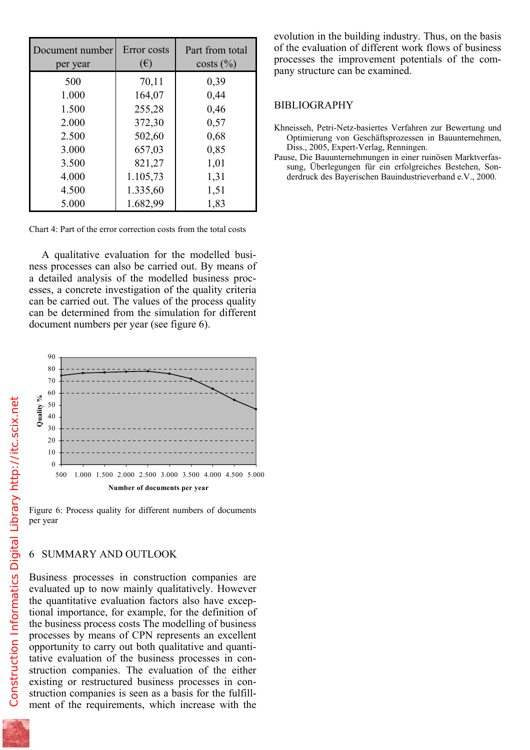| Document number per year | Error costs (€) | Part from total costs (%) |
|---|---|---|
| 500 | 70,11 | 0,39 |
| 1.000 | 164,07 | 0,44 |
| 1.500 | 255,28 | 0,46 |
| 2.000 | 372,30 | 0,57 |
| 2.500 | 502,60 | 0,68 |
| 3.000 | 657,03 | 0,85 |
| 3.500 | 821,27 | 1,01 |
| 4.000 | 1.105,73 | 1,31 |
| 4.500 | 1.335,60 | 1,51 |
| 5.000 | 1.682,99 | 1,83 |

Chart 4: Part of the error correction costs from the total costs

A qualitative evaluation for the modelled business processes can also be carried out. By means of a detailed analysis of the modelled business processes, a concrete investigation of the quality criteria can be carried out. The values of the process quality can be determined from the simulation for different document numbers per year (see figure 6).

Quality %

90
80
70
60
50
40
30
20
10
0

500 1.000 1.500 2.000 2.500 3.000 3.500 4.000 4.500 5.000

Number of documents per year

Figure 6: Process quality for different numbers of documents per year

## 6 SUMMARY AND OUTLOOK

Business processes in construction companies are evaluated up to now mainly qualitatively. However the quantitative evaluation factors also have exceptional importance, for example, for the definition of the business process costs The modelling of business processes by means of CPN represents an excellent opportunity to carry out both qualitative and quantitative evaluation of the business processes in construction companies. The evaluation of the either existing or restructured business processes in construction companies is seen as a basis for the fulfillment of the requirements, which increase with the evolution in the building industry. Thus, on the basis of the evaluation of different work flows of business processes the improvement potentials of the company structure can be examined.

## BIBLIOGRAPHY

Khneisseh, Petri-Netz-basiertes Verfahren zur Bewertung und Optimierung von Geschäftsprozessen in Bauunternehmen, Diss., 2005, Expert-Verlag, Renningen.

Pause, Die Bauunternehmungen in einer ruinösen Marktverfassung, Überlegungen für ein erfolgreiches Bestehen, Sonderdruck des Bayerischen Bauindustrieverband e.V., 2000.